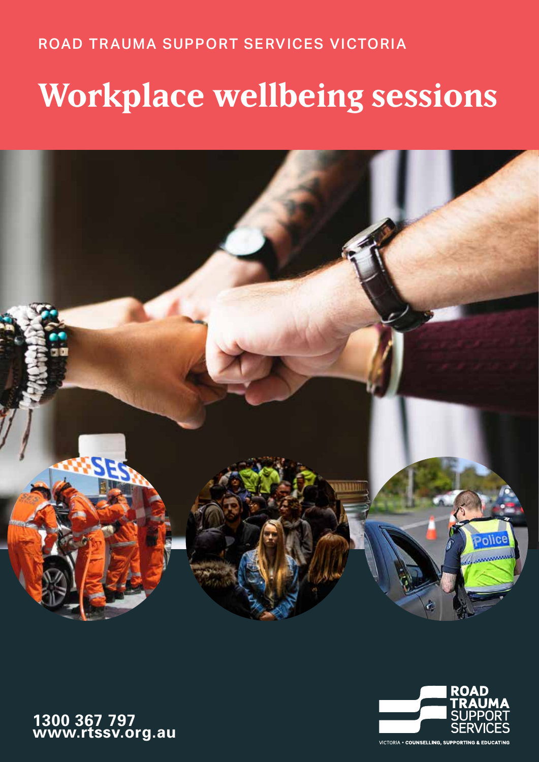ROAD TRAUMA SUPPORT SERVICES VICTORIA

# Workplace wellbeing sessions

**1300 367 797**
**www.rtssv.org.au**

ROAD TRAUMA SUPPORT SERVICES

VICTORIA • COUNSELLING, SUPPORTING & EDUCATING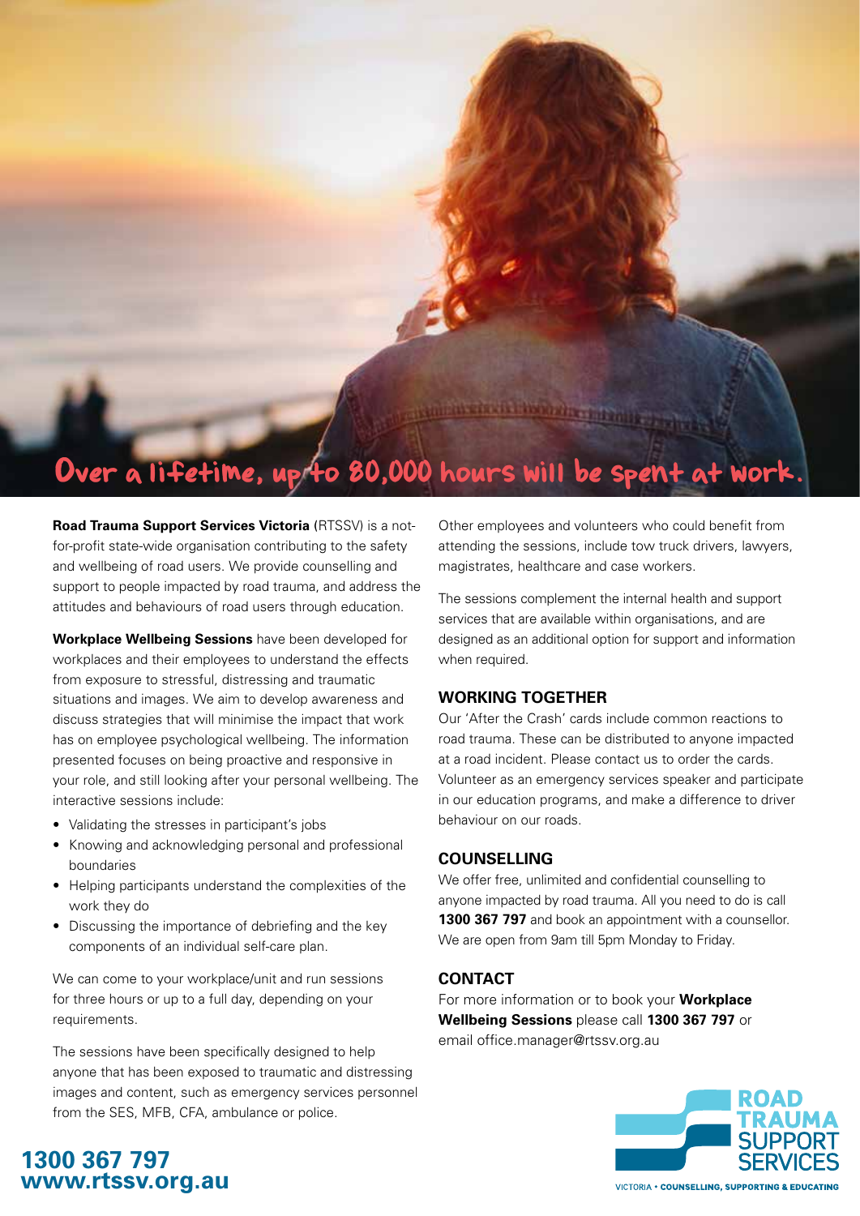# Over a lifetime, up to 80,000 hours will be spent at work.

**Road Trauma Support Services Victoria** (RTSSV) is a not-for-profit state-wide organisation contributing to the safety and wellbeing of road users. We provide counselling and support to people impacted by road trauma, and address the attitudes and behaviours of road users through education.

**Workplace Wellbeing Sessions** have been developed for workplaces and their employees to understand the effects from exposure to stressful, distressing and traumatic situations and images. We aim to develop awareness and discuss strategies that will minimise the impact that work has on employee psychological wellbeing. The information presented focuses on being proactive and responsive in your role, and still looking after your personal wellbeing. The interactive sessions include:

- Validating the stresses in participant's jobs
- Knowing and acknowledging personal and professional boundaries
- Helping participants understand the complexities of the work they do
- Discussing the importance of debriefing and the key components of an individual self-care plan.

We can come to your workplace/unit and run sessions for three hours or up to a full day, depending on your requirements.

The sessions have been specifically designed to help anyone that has been exposed to traumatic and distressing images and content, such as emergency services personnel from the SES, MFB, CFA, ambulance or police.

Other employees and volunteers who could benefit from attending the sessions, include tow truck drivers, lawyers, magistrates, healthcare and case workers.

The sessions complement the internal health and support services that are available within organisations, and are designed as an additional option for support and information when required.

## WORKING TOGETHER

Our 'After the Crash' cards include common reactions to road trauma. These can be distributed to anyone impacted at a road incident. Please contact us to order the cards. Volunteer as an emergency services speaker and participate in our education programs, and make a difference to driver behaviour on our roads.

## COUNSELLING

We offer free, unlimited and confidential counselling to anyone impacted by road trauma. All you need to do is call **1300 367 797** and book an appointment with a counsellor. We are open from 9am till 5pm Monday to Friday.

## CONTACT

For more information or to book your **Workplace Wellbeing Sessions** please call **1300 367 797** or email office.manager@rtssv.org.au

**1300 367 797**
**www.rtssv.org.au**

ROAD TRAUMA SUPPORT SERVICES

VICTORIA • COUNSELLING, SUPPORTING & EDUCATING